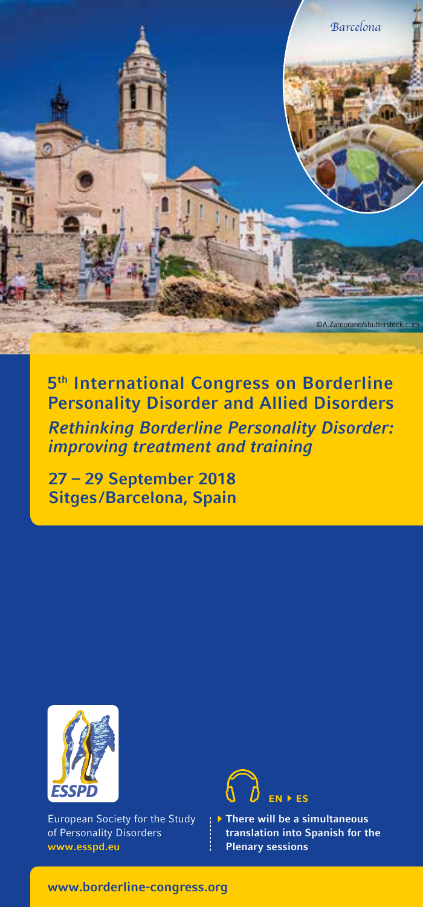Barcelona

©A.Zamorano/shutterstock.com

# 5th International Congress on Borderline Personality Disorder and Allied Disorders

## *Rethinking Borderline Personality Disorder: improving treatment and training*

**27 – 29 September 2018**
**Sitges/Barcelona, Spain**

ESSPD

European Society for the Study of Personality Disorders
**www.esspd.eu**

**EN ▸ ES**

▸ **There will be a simultaneous translation into Spanish for the Plenary sessions**

**www.borderline-congress.org**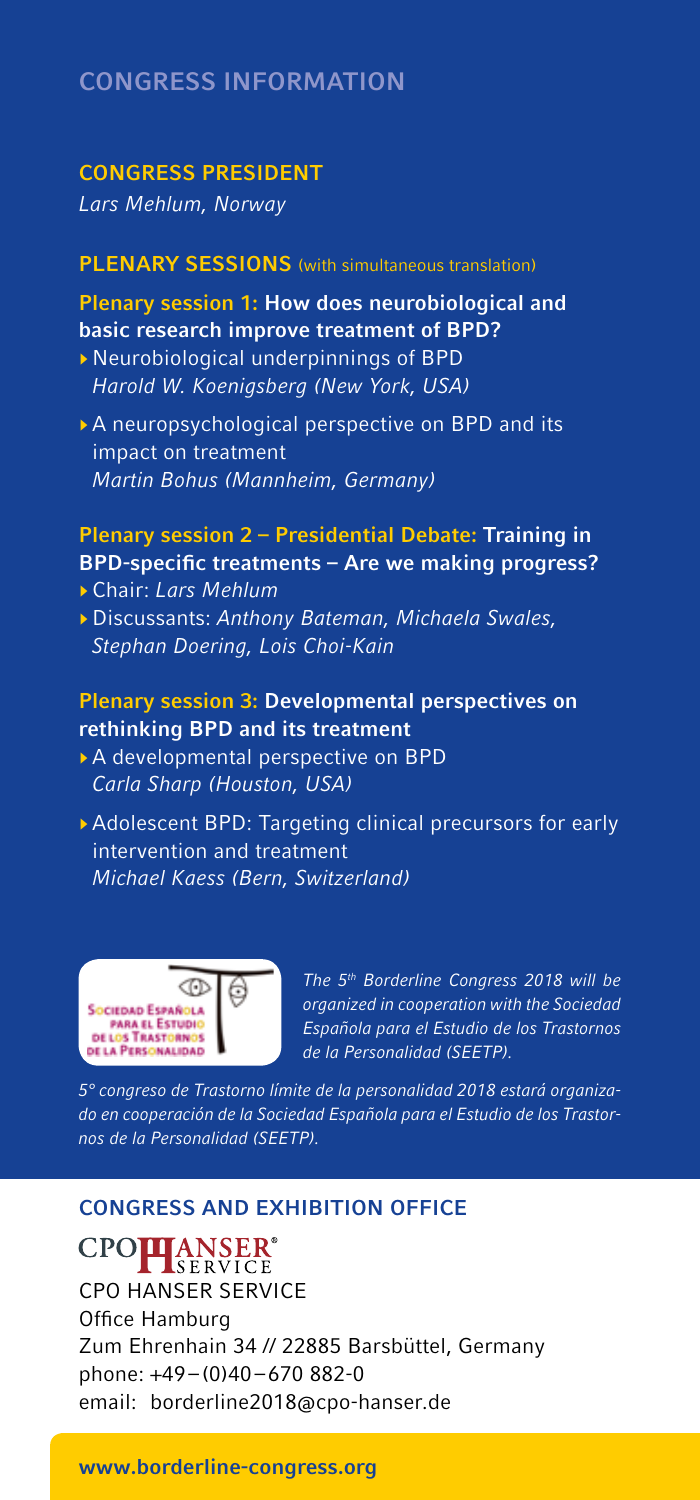## CONGRESS INFORMATION

### CONGRESS PRESIDENT

*Lars Mehlum, Norway*

### PLENARY SESSIONS (with simultaneous translation)

**Plenary session 1: How does neurobiological and basic research improve treatment of BPD?**

- Neurobiological underpinnings of BPD
  *Harold W. Koenigsberg (New York, USA)*
- A neuropsychological perspective on BPD and its impact on treatment
  *Martin Bohus (Mannheim, Germany)*

**Plenary session 2 – Presidential Debate: Training in BPD-specific treatments – Are we making progress?**

- Chair: *Lars Mehlum*
- Discussants: *Anthony Bateman, Michaela Swales, Stephan Doering, Lois Choi-Kain*

**Plenary session 3: Developmental perspectives on rethinking BPD and its treatment**

- A developmental perspective on BPD
  *Carla Sharp (Houston, USA)*
- Adolescent BPD: Targeting clinical precursors for early intervention and treatment
  *Michael Kaess (Bern, Switzerland)*

Sociedad Española para el Estudio de los Trastornos de la Personalidad

*The 5th Borderline Congress 2018 will be organized in cooperation with the Sociedad Española para el Estudio de los Trastornos de la Personalidad (SEETP).*

*5º congreso de Trastorno límite de la personalidad 2018 estará organizado en cooperación de la Sociedad Española para el Estudio de los Trastornos de la Personalidad (SEETP).*

### CONGRESS AND EXHIBITION OFFICE

CPO HANSER SERVICE

CPO HANSER SERVICE
Office Hamburg
Zum Ehrenhain 34 // 22885 Barsbüttel, Germany
phone: +49–(0)40–670 882-0
email: borderline2018@cpo-hanser.de

**www.borderline-congress.org**